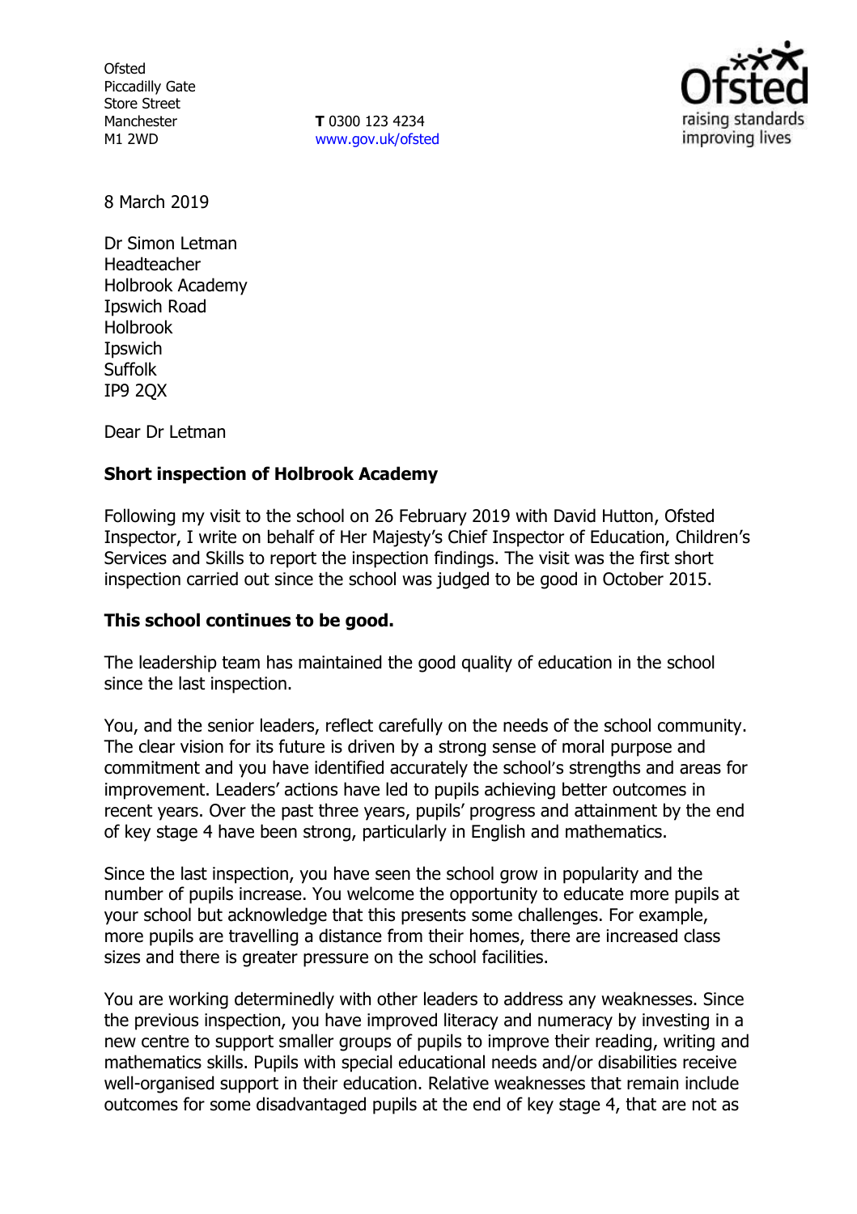Ofsted
Piccadilly Gate
Store Street
Manchester
M1 2WD

**T** 0300 123 4234
www.gov.uk/ofsted

8 March 2019

Dr Simon Letman
Headteacher
Holbrook Academy
Ipswich Road
Holbrook
Ipswich
Suffolk
IP9 2QX

Dear Dr Letman

**Short inspection of Holbrook Academy**

Following my visit to the school on 26 February 2019 with David Hutton, Ofsted Inspector, I write on behalf of Her Majesty's Chief Inspector of Education, Children's Services and Skills to report the inspection findings. The visit was the first short inspection carried out since the school was judged to be good in October 2015.

**This school continues to be good.**

The leadership team has maintained the good quality of education in the school since the last inspection.

You, and the senior leaders, reflect carefully on the needs of the school community. The clear vision for its future is driven by a strong sense of moral purpose and commitment and you have identified accurately the school's strengths and areas for improvement. Leaders' actions have led to pupils achieving better outcomes in recent years. Over the past three years, pupils' progress and attainment by the end of key stage 4 have been strong, particularly in English and mathematics.

Since the last inspection, you have seen the school grow in popularity and the number of pupils increase. You welcome the opportunity to educate more pupils at your school but acknowledge that this presents some challenges. For example, more pupils are travelling a distance from their homes, there are increased class sizes and there is greater pressure on the school facilities.

You are working determinedly with other leaders to address any weaknesses. Since the previous inspection, you have improved literacy and numeracy by investing in a new centre to support smaller groups of pupils to improve their reading, writing and mathematics skills. Pupils with special educational needs and/or disabilities receive well-organised support in their education. Relative weaknesses that remain include outcomes for some disadvantaged pupils at the end of key stage 4, that are not as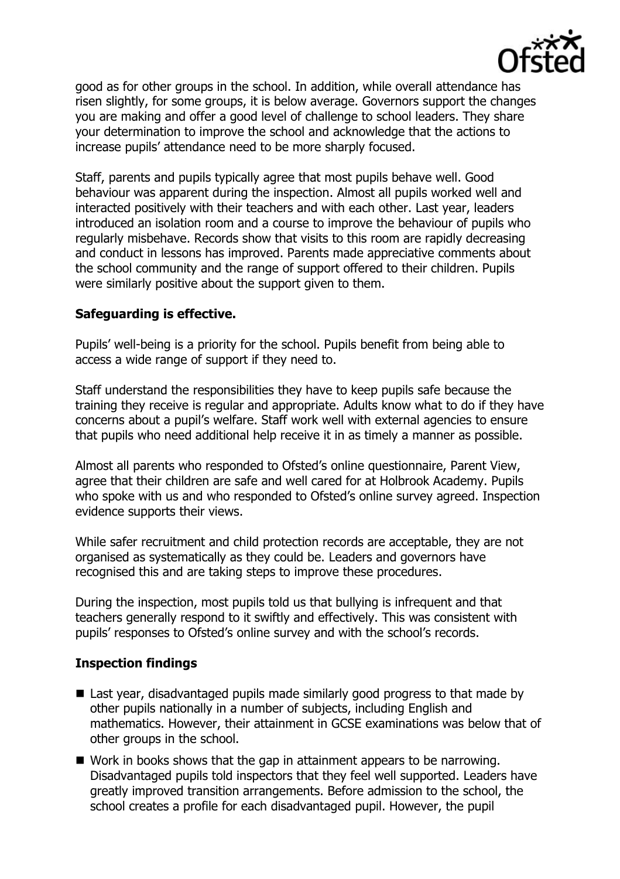good as for other groups in the school. In addition, while overall attendance has risen slightly, for some groups, it is below average. Governors support the changes you are making and offer a good level of challenge to school leaders. They share your determination to improve the school and acknowledge that the actions to increase pupils' attendance need to be more sharply focused.

Staff, parents and pupils typically agree that most pupils behave well. Good behaviour was apparent during the inspection. Almost all pupils worked well and interacted positively with their teachers and with each other. Last year, leaders introduced an isolation room and a course to improve the behaviour of pupils who regularly misbehave. Records show that visits to this room are rapidly decreasing and conduct in lessons has improved. Parents made appreciative comments about the school community and the range of support offered to their children. Pupils were similarly positive about the support given to them.

**Safeguarding is effective.**

Pupils' well-being is a priority for the school. Pupils benefit from being able to access a wide range of support if they need to.

Staff understand the responsibilities they have to keep pupils safe because the training they receive is regular and appropriate. Adults know what to do if they have concerns about a pupil's welfare. Staff work well with external agencies to ensure that pupils who need additional help receive it in as timely a manner as possible.

Almost all parents who responded to Ofsted's online questionnaire, Parent View, agree that their children are safe and well cared for at Holbrook Academy. Pupils who spoke with us and who responded to Ofsted's online survey agreed. Inspection evidence supports their views.

While safer recruitment and child protection records are acceptable, they are not organised as systematically as they could be. Leaders and governors have recognised this and are taking steps to improve these procedures.

During the inspection, most pupils told us that bullying is infrequent and that teachers generally respond to it swiftly and effectively. This was consistent with pupils' responses to Ofsted's online survey and with the school's records.

**Inspection findings**

- Last year, disadvantaged pupils made similarly good progress to that made by other pupils nationally in a number of subjects, including English and mathematics. However, their attainment in GCSE examinations was below that of other groups in the school.
- Work in books shows that the gap in attainment appears to be narrowing. Disadvantaged pupils told inspectors that they feel well supported. Leaders have greatly improved transition arrangements. Before admission to the school, the school creates a profile for each disadvantaged pupil. However, the pupil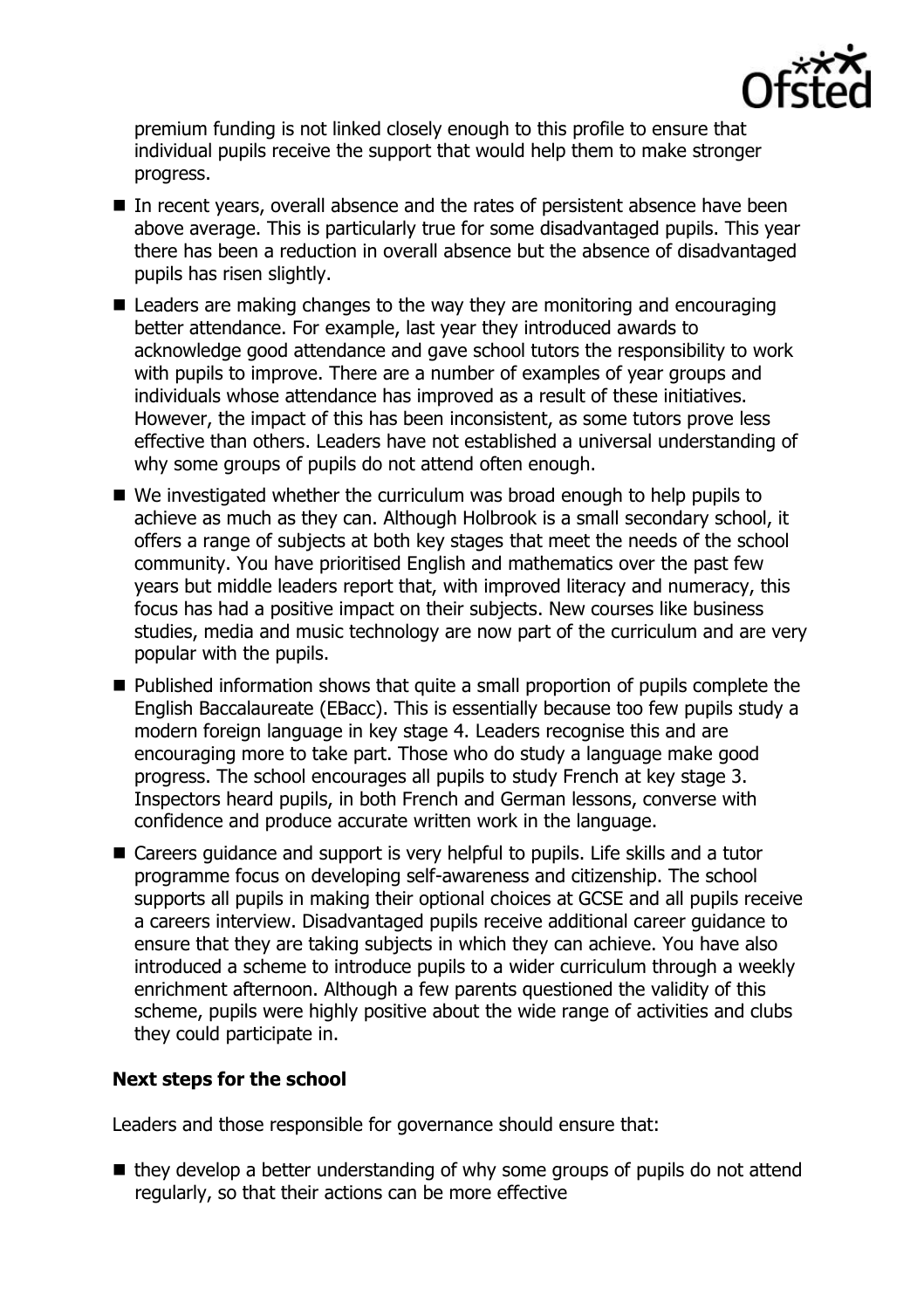premium funding is not linked closely enough to this profile to ensure that individual pupils receive the support that would help them to make stronger progress.

- In recent years, overall absence and the rates of persistent absence have been above average. This is particularly true for some disadvantaged pupils. This year there has been a reduction in overall absence but the absence of disadvantaged pupils has risen slightly.
- Leaders are making changes to the way they are monitoring and encouraging better attendance. For example, last year they introduced awards to acknowledge good attendance and gave school tutors the responsibility to work with pupils to improve. There are a number of examples of year groups and individuals whose attendance has improved as a result of these initiatives. However, the impact of this has been inconsistent, as some tutors prove less effective than others. Leaders have not established a universal understanding of why some groups of pupils do not attend often enough.
- We investigated whether the curriculum was broad enough to help pupils to achieve as much as they can. Although Holbrook is a small secondary school, it offers a range of subjects at both key stages that meet the needs of the school community. You have prioritised English and mathematics over the past few years but middle leaders report that, with improved literacy and numeracy, this focus has had a positive impact on their subjects. New courses like business studies, media and music technology are now part of the curriculum and are very popular with the pupils.
- Published information shows that quite a small proportion of pupils complete the English Baccalaureate (EBacc). This is essentially because too few pupils study a modern foreign language in key stage 4. Leaders recognise this and are encouraging more to take part. Those who do study a language make good progress. The school encourages all pupils to study French at key stage 3. Inspectors heard pupils, in both French and German lessons, converse with confidence and produce accurate written work in the language.
- Careers guidance and support is very helpful to pupils. Life skills and a tutor programme focus on developing self-awareness and citizenship. The school supports all pupils in making their optional choices at GCSE and all pupils receive a careers interview. Disadvantaged pupils receive additional career guidance to ensure that they are taking subjects in which they can achieve. You have also introduced a scheme to introduce pupils to a wider curriculum through a weekly enrichment afternoon. Although a few parents questioned the validity of this scheme, pupils were highly positive about the wide range of activities and clubs they could participate in.

## Next steps for the school

Leaders and those responsible for governance should ensure that:

- they develop a better understanding of why some groups of pupils do not attend regularly, so that their actions can be more effective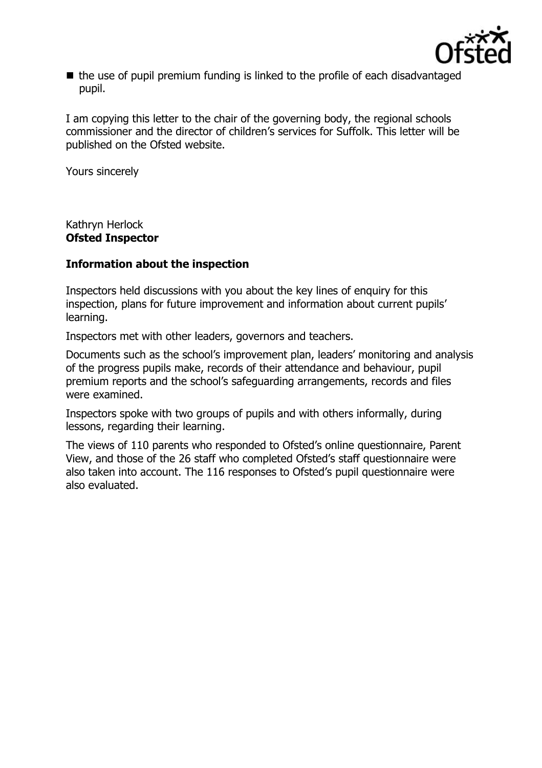- the use of pupil premium funding is linked to the profile of each disadvantaged pupil.

I am copying this letter to the chair of the governing body, the regional schools commissioner and the director of children's services for Suffolk. This letter will be published on the Ofsted website.

Yours sincerely

Kathryn Herlock
**Ofsted Inspector**

## Information about the inspection

Inspectors held discussions with you about the key lines of enquiry for this inspection, plans for future improvement and information about current pupils' learning.

Inspectors met with other leaders, governors and teachers.

Documents such as the school's improvement plan, leaders' monitoring and analysis of the progress pupils make, records of their attendance and behaviour, pupil premium reports and the school's safeguarding arrangements, records and files were examined.

Inspectors spoke with two groups of pupils and with others informally, during lessons, regarding their learning.

The views of 110 parents who responded to Ofsted's online questionnaire, Parent View, and those of the 26 staff who completed Ofsted's staff questionnaire were also taken into account. The 116 responses to Ofsted's pupil questionnaire were also evaluated.